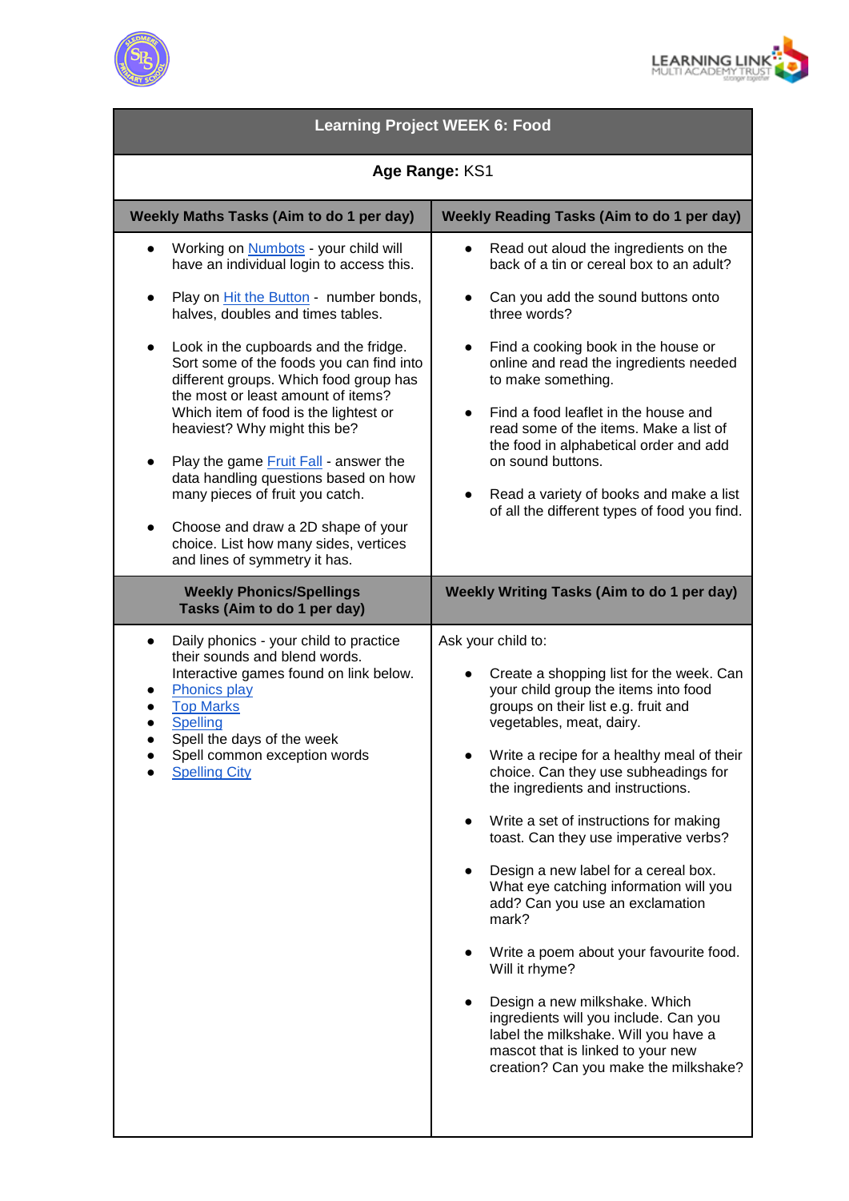# Learning Project WEEK 6: Food

**Age Range:** KS1

## Weekly Maths Tasks (Aim to do 1 per day)

- Working on Numbots - your child will have an individual login to access this.
- Play on Hit the Button - number bonds, halves, doubles and times tables.
- Look in the cupboards and the fridge. Sort some of the foods you can find into different groups. Which food group has the most or least amount of items? Which item of food is the lightest or heaviest? Why might this be?
- Play the game Fruit Fall - answer the data handling questions based on how many pieces of fruit you catch.
- Choose and draw a 2D shape of your choice. List how many sides, vertices and lines of symmetry it has.

## Weekly Reading Tasks (Aim to do 1 per day)

- Read out aloud the ingredients on the back of a tin or cereal box to an adult?
- Can you add the sound buttons onto three words?
- Find a cooking book in the house or online and read the ingredients needed to make something.
- Find a food leaflet in the house and read some of the items. Make a list of the food in alphabetical order and add on sound buttons.
- Read a variety of books and make a list of all the different types of food you find.

## Weekly Phonics/Spellings Tasks (Aim to do 1 per day)

- Daily phonics - your child to practice their sounds and blend words. Interactive games found on link below.
- Phonics play
- Top Marks
- Spelling
- Spell the days of the week
- Spell common exception words
- Spelling City

## Weekly Writing Tasks (Aim to do 1 per day)

Ask your child to:

- Create a shopping list for the week. Can your child group the items into food groups on their list e.g. fruit and vegetables, meat, dairy.
- Write a recipe for a healthy meal of their choice. Can they use subheadings for the ingredients and instructions.
- Write a set of instructions for making toast. Can they use imperative verbs?
- Design a new label for a cereal box. What eye catching information will you add? Can you use an exclamation mark?
- Write a poem about your favourite food. Will it rhyme?
- Design a new milkshake. Which ingredients will you include. Can you label the milkshake. Will you have a mascot that is linked to your new creation? Can you make the milkshake?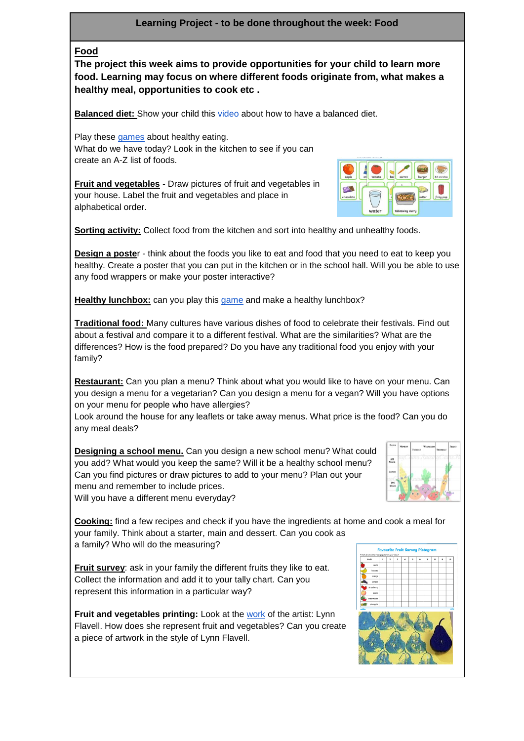**Learning Project - to be done throughout the week: Food**

**Food**

**The project this week aims to provide opportunities for your child to learn more food. Learning may focus on where different foods originate from, what makes a healthy meal, opportunities to cook etc .**

**Balanced diet:** Show your child this video about how to have a balanced diet.

Play these games about healthy eating.
What do we have today? Look in the kitchen to see if you can create an A-Z list of foods.

**Fruit and vegetables** - Draw pictures of fruit and vegetables in your house. Label the fruit and vegetables and place in alphabetical order.

**Sorting activity:** Collect food from the kitchen and sort into healthy and unhealthy foods.

**Design a poster** - think about the foods you like to eat and food that you need to eat to keep you healthy. Create a poster that you can put in the kitchen or in the school hall. Will you be able to use any food wrappers or make your poster interactive?

**Healthy lunchbox:** can you play this game and make a healthy lunchbox?

**Traditional food:** Many cultures have various dishes of food to celebrate their festivals. Find out about a festival and compare it to a different festival. What are the similarities? What are the differences? How is the food prepared? Do you have any traditional food you enjoy with your family?

**Restaurant:** Can you plan a menu? Think about what you would like to have on your menu. Can you design a menu for a vegetarian? Can you design a menu for a vegan? Will you have options on your menu for people who have allergies?
Look around the house for any leaflets or take away menus. What price is the food? Can you do any meal deals?

**Designing a school menu.** Can you design a new school menu? What could you add? What would you keep the same? Will it be a healthy school menu? Can you find pictures or draw pictures to add to your menu? Plan out your menu and remember to include prices.
Will you have a different menu everyday?

**Cooking:** find a few recipes and check if you have the ingredients at home and cook a meal for your family. Think about a starter, main and dessert. Can you cook as a family? Who will do the measuring?

**Fruit survey**: ask in your family the different fruits they like to eat. Collect the information and add it to your tally chart. Can you represent this information in a particular way?

**Fruit and vegetables printing:** Look at the work of the artist: Lynn Flavell. How does she represent fruit and vegetables? Can you create a piece of artwork in the style of Lynn Flavell.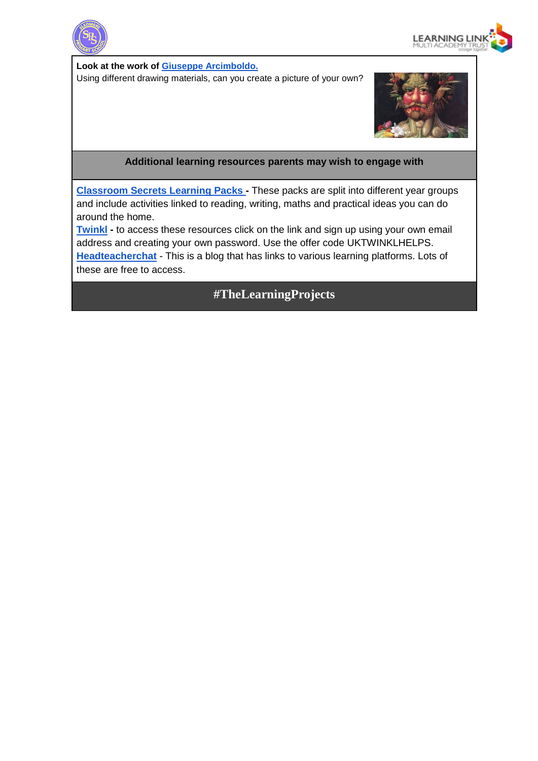**Look at the work of Giuseppe Arcimboldo.**

Using different drawing materials, can you create a picture of your own?

**Additional learning resources parents may wish to engage with**

**Classroom Secrets Learning Packs** - These packs are split into different year groups and include activities linked to reading, writing, maths and practical ideas you can do around the home.

**Twinkl** - to access these resources click on the link and sign up using your own email address and creating your own password. Use the offer code UKTWINKLHELPS.

**Headteacherchat** - This is a blog that has links to various learning platforms. Lots of these are free to access.

**#TheLearningProjects**